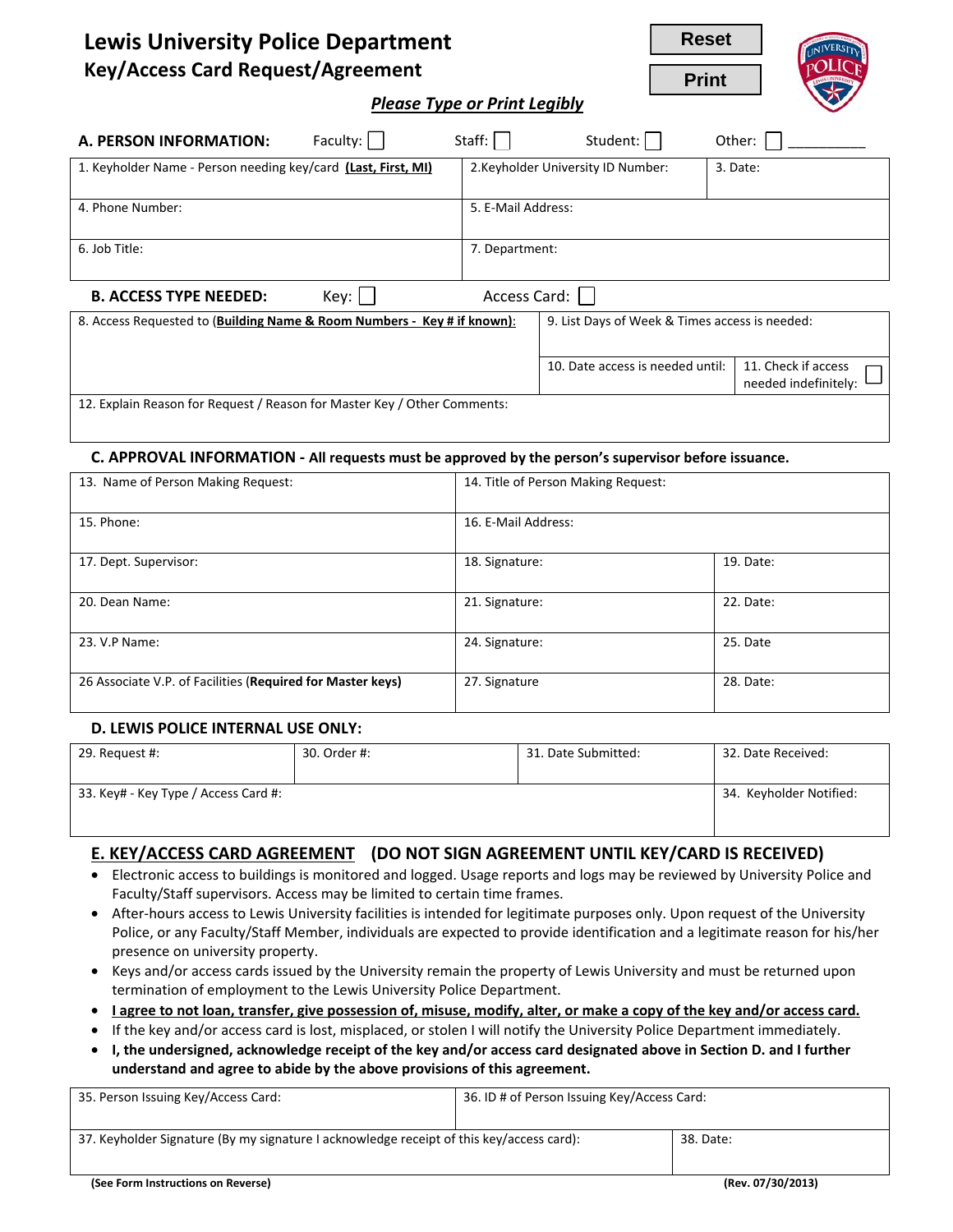# Lewis University Police Department

## Key/Access Card Request/Agreement

Reset

Print

***Please Type or Print Legibly***

### A. PERSON INFORMATION:

Faculty: ☐ Staff: ☐ Student: ☐ Other: ☐ __________

| 1. Keyholder Name - Person needing key/card **(Last, First, MI)** | 2.Keyholder University ID Number: | 3. Date: |
|---|---|---|
| 4. Phone Number: | 5. E-Mail Address: | |
| 6. Job Title: | 7. Department: | |

### B. ACCESS TYPE NEEDED:

Key: ☐ Access Card: ☐

| 8. Access Requested to (**Building Name & Room Numbers - Key # if known)**: | 9. List Days of Week & Times access is needed: | |
|---|---|---|
| | 10. Date access is needed until: | 11. Check if access needed indefinitely: ☐ |
| 12. Explain Reason for Request / Reason for Master Key / Other Comments: | | |

### C. APPROVAL INFORMATION - All requests must be approved by the person's supervisor before issuance.

| 13. Name of Person Making Request: | 14. Title of Person Making Request: | |
|---|---|---|
| 15. Phone: | 16. E-Mail Address: | |
| 17. Dept. Supervisor: | 18. Signature: | 19. Date: |
| 20. Dean Name: | 21. Signature: | 22. Date: |
| 23. V.P Name: | 24. Signature: | 25. Date |
| 26 Associate V.P. of Facilities (**Required for Master keys)** | 27. Signature | 28. Date: |

### D. LEWIS POLICE INTERNAL USE ONLY:

| 29. Request #: | 30. Order #: | 31. Date Submitted: | 32. Date Received: |
|---|---|---|---|
| 33. Key# - Key Type / Access Card #: | | | 34. Keyholder Notified: |

### E. KEY/ACCESS CARD AGREEMENT (DO NOT SIGN AGREEMENT UNTIL KEY/CARD IS RECEIVED)

- Electronic access to buildings is monitored and logged. Usage reports and logs may be reviewed by University Police and Faculty/Staff supervisors. Access may be limited to certain time frames.
- After-hours access to Lewis University facilities is intended for legitimate purposes only. Upon request of the University Police, or any Faculty/Staff Member, individuals are expected to provide identification and a legitimate reason for his/her presence on university property.
- Keys and/or access cards issued by the University remain the property of Lewis University and must be returned upon termination of employment to the Lewis University Police Department.
- **I agree to not loan, transfer, give possession of, misuse, modify, alter, or make a copy of the key and/or access card.**
- If the key and/or access card is lost, misplaced, or stolen I will notify the University Police Department immediately.
- **I, the undersigned, acknowledge receipt of the key and/or access card designated above in Section D. and I further understand and agree to abide by the above provisions of this agreement.**

| 35. Person Issuing Key/Access Card: | 36. ID # of Person Issuing Key/Access Card: |
|---|---|
| 37. Keyholder Signature (By my signature I acknowledge receipt of this key/access card): | 38. Date: |

**(See Form Instructions on Reverse)** **(Rev. 07/30/2013)**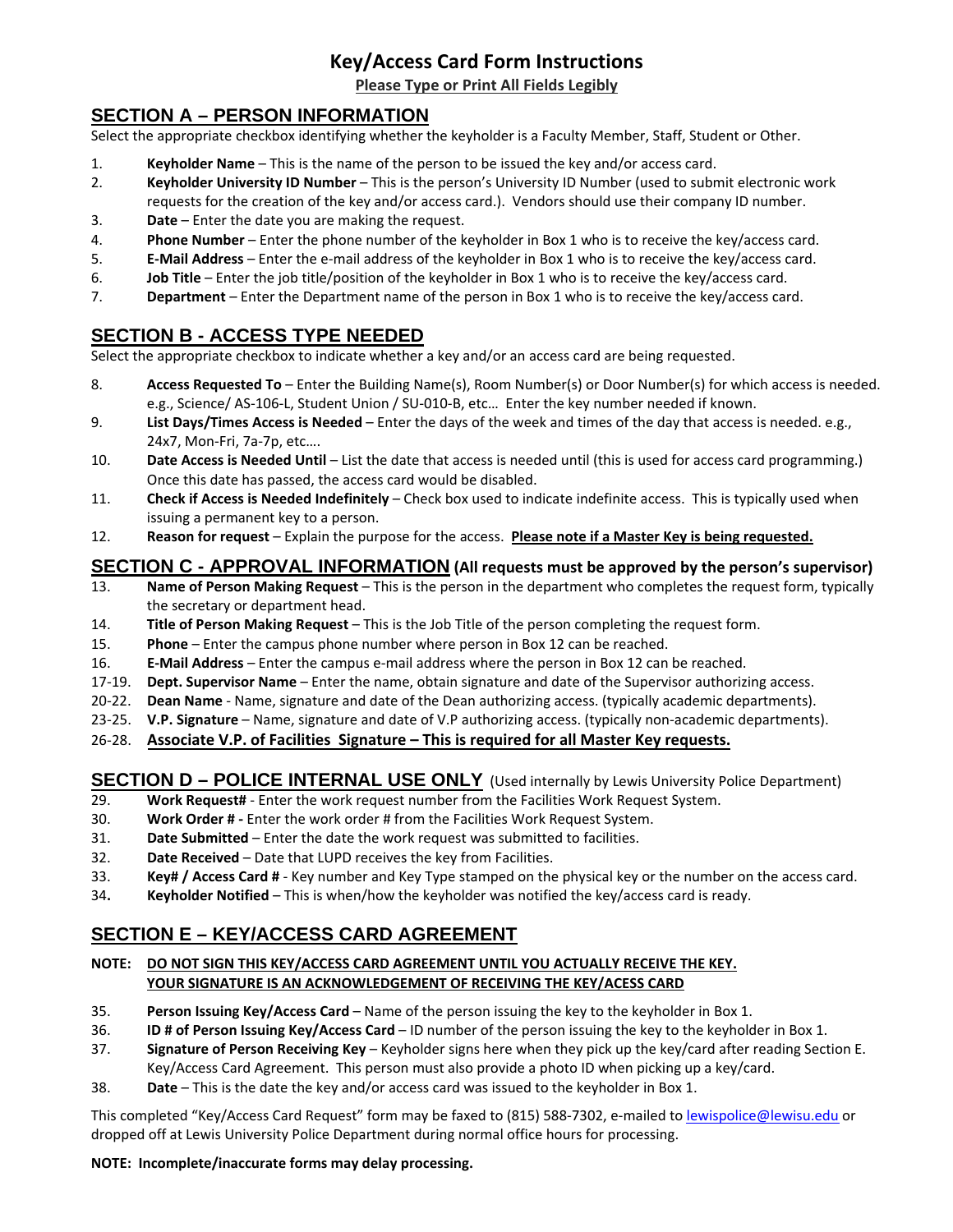# Key/Access Card Form Instructions

**Please Type or Print All Fields Legibly**

## SECTION A – PERSON INFORMATION

Select the appropriate checkbox identifying whether the keyholder is a Faculty Member, Staff, Student or Other.

1. **Keyholder Name** – This is the name of the person to be issued the key and/or access card.
2. **Keyholder University ID Number** – This is the person's University ID Number (used to submit electronic work requests for the creation of the key and/or access card.). Vendors should use their company ID number.
3. **Date** – Enter the date you are making the request.
4. **Phone Number** – Enter the phone number of the keyholder in Box 1 who is to receive the key/access card.
5. **E-Mail Address** – Enter the e-mail address of the keyholder in Box 1 who is to receive the key/access card.
6. **Job Title** – Enter the job title/position of the keyholder in Box 1 who is to receive the key/access card.
7. **Department** – Enter the Department name of the person in Box 1 who is to receive the key/access card.

## SECTION B - ACCESS TYPE NEEDED

Select the appropriate checkbox to indicate whether a key and/or an access card are being requested.

8. **Access Requested To** – Enter the Building Name(s), Room Number(s) or Door Number(s) for which access is needed. e.g., Science/ AS-106-L, Student Union / SU-010-B, etc… Enter the key number needed if known.
9. **List Days/Times Access is Needed** – Enter the days of the week and times of the day that access is needed. e.g., 24x7, Mon-Fri, 7a-7p, etc….
10. **Date Access is Needed Until** – List the date that access is needed until (this is used for access card programming.) Once this date has passed, the access card would be disabled.
11. **Check if Access is Needed Indefinitely** – Check box used to indicate indefinite access. This is typically used when issuing a permanent key to a person.
12. **Reason for request** – Explain the purpose for the access. **<u>Please note if a Master Key is being requested.</u>**

## SECTION C - APPROVAL INFORMATION (All requests must be approved by the person's supervisor)

13. **Name of Person Making Request** – This is the person in the department who completes the request form, typically the secretary or department head.
14. **Title of Person Making Request** – This is the Job Title of the person completing the request form.
15. **Phone** – Enter the campus phone number where person in Box 12 can be reached.
16. **E-Mail Address** – Enter the campus e-mail address where the person in Box 12 can be reached.

17-19. **Dept. Supervisor Name** – Enter the name, obtain signature and date of the Supervisor authorizing access.

20-22. **Dean Name** - Name, signature and date of the Dean authorizing access. (typically academic departments).

23-25. **V.P. Signature** – Name, signature and date of V.P authorizing access. (typically non-academic departments).

26-28. **<u>Associate V.P. of Facilities Signature – This is required for all Master Key requests.</u>**

## SECTION D – POLICE INTERNAL USE ONLY (Used internally by Lewis University Police Department)

29. **Work Request#** - Enter the work request number from the Facilities Work Request System.
30. **Work Order # -** Enter the work order # from the Facilities Work Request System.
31. **Date Submitted** – Enter the date the work request was submitted to facilities.
32. **Date Received** – Date that LUPD receives the key from Facilities.
33. **Key# / Access Card #** - Key number and Key Type stamped on the physical key or the number on the access card.
34. **Keyholder Notified** – This is when/how the keyholder was notified the key/access card is ready.

## SECTION E – KEY/ACCESS CARD AGREEMENT

**NOTE: <u>DO NOT SIGN THIS KEY/ACCESS CARD AGREEMENT UNTIL YOU ACTUALLY RECEIVE THE KEY. YOUR SIGNATURE IS AN ACKNOWLEDGEMENT OF RECEIVING THE KEY/ACESS CARD</u>**

35. **Person Issuing Key/Access Card** – Name of the person issuing the key to the keyholder in Box 1.
36. **ID # of Person Issuing Key/Access Card** – ID number of the person issuing the key to the keyholder in Box 1.
37. **Signature of Person Receiving Key** – Keyholder signs here when they pick up the key/card after reading Section E. Key/Access Card Agreement. This person must also provide a photo ID when picking up a key/card.
38. **Date** – This is the date the key and/or access card was issued to the keyholder in Box 1.

This completed "Key/Access Card Request" form may be faxed to (815) 588-7302, e-mailed to lewispolice@lewisu.edu or dropped off at Lewis University Police Department during normal office hours for processing.

**NOTE: Incomplete/inaccurate forms may delay processing.**